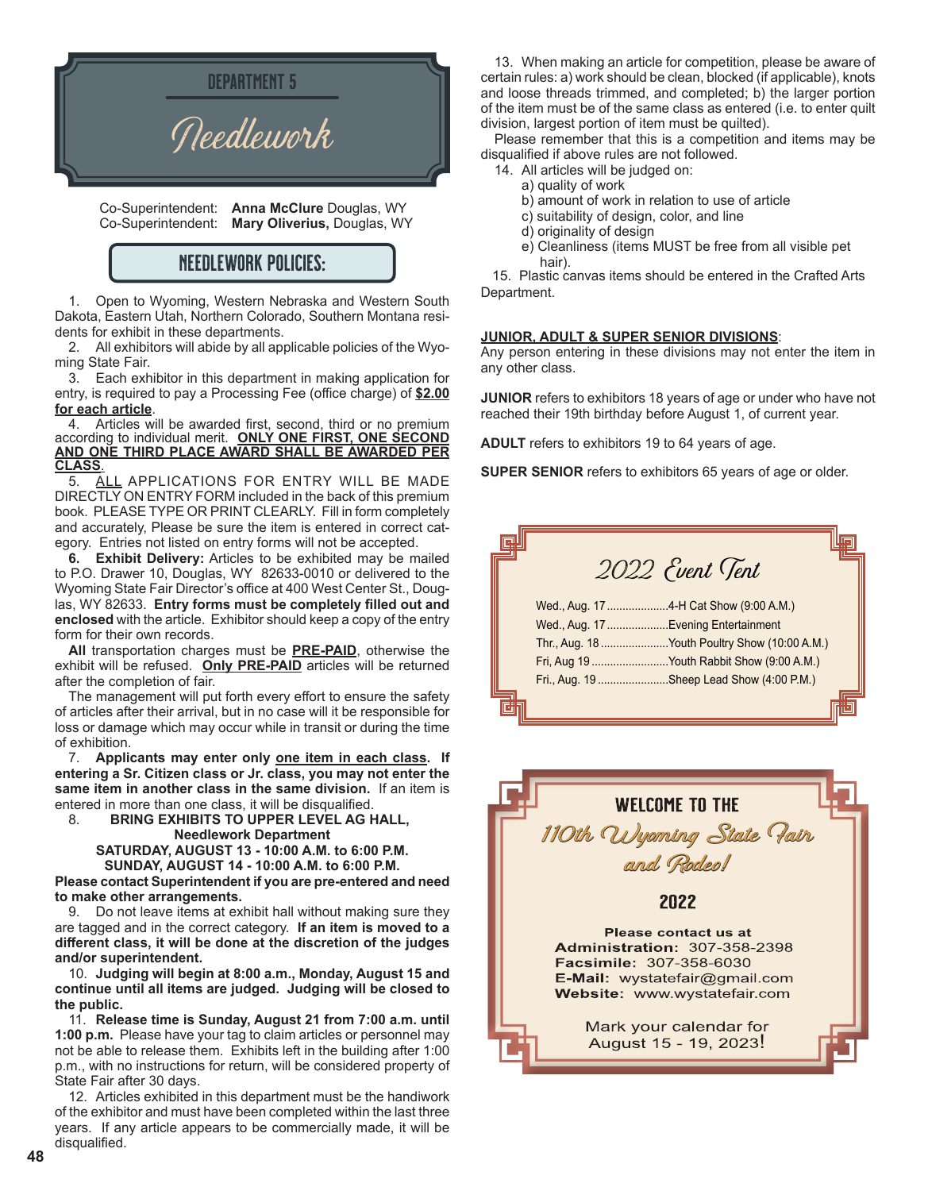## DEPARTMENT 5

# Needlework

Co-Superintendent: **Anna McClure** Douglas, WY
Co-Superintendent: **Mary Oliverius,** Douglas, WY

## NEEDLEWORK POLICIES:

1. Open to Wyoming, Western Nebraska and Western South Dakota, Eastern Utah, Northern Colorado, Southern Montana residents for exhibit in these departments.

2. All exhibitors will abide by all applicable policies of the Wyoming State Fair.

3. Each exhibitor in this department in making application for entry, is required to pay a Processing Fee (office charge) of **$2.00 for each article**.

4. Articles will be awarded first, second, third or no premium according to individual merit. **ONLY ONE FIRST, ONE SECOND AND ONE THIRD PLACE AWARD SHALL BE AWARDED PER CLASS**.

5. ALL APPLICATIONS FOR ENTRY WILL BE MADE DIRECTLY ON ENTRY FORM included in the back of this premium book. PLEASE TYPE OR PRINT CLEARLY. Fill in form completely and accurately, Please be sure the item is entered in correct category. Entries not listed on entry forms will not be accepted.

**6. Exhibit Delivery:** Articles to be exhibited may be mailed to P.O. Drawer 10, Douglas, WY 82633-0010 or delivered to the Wyoming State Fair Director's office at 400 West Center St., Douglas, WY 82633. **Entry forms must be completely filled out and enclosed** with the article. Exhibitor should keep a copy of the entry form for their own records.

**All** transportation charges must be **PRE-PAID**, otherwise the exhibit will be refused. **Only PRE-PAID** articles will be returned after the completion of fair.

The management will put forth every effort to ensure the safety of articles after their arrival, but in no case will it be responsible for loss or damage which may occur while in transit or during the time of exhibition.

7. **Applicants may enter only one item in each class. If entering a Sr. Citizen class or Jr. class, you may not enter the same item in another class in the same division.** If an item is entered in more than one class, it will be disqualified.

8. **BRING EXHIBITS TO UPPER LEVEL AG HALL, Needlework Department**
**SATURDAY, AUGUST 13 - 10:00 A.M. to 6:00 P.M.**
**SUNDAY, AUGUST 14 - 10:00 A.M. to 6:00 P.M.**
**Please contact Superintendent if you are pre-entered and need to make other arrangements.**

9. Do not leave items at exhibit hall without making sure they are tagged and in the correct category. **If an item is moved to a different class, it will be done at the discretion of the judges and/or superintendent.**

10. **Judging will begin at 8:00 a.m., Monday, August 15 and continue until all items are judged. Judging will be closed to the public.**

11. **Release time is Sunday, August 21 from 7:00 a.m. until 1:00 p.m.** Please have your tag to claim articles or personnel may not be able to release them. Exhibits left in the building after 1:00 p.m., with no instructions for return, will be considered property of State Fair after 30 days.

12. Articles exhibited in this department must be the handiwork of the exhibitor and must have been completed within the last three years. If any article appears to be commercially made, it will be disqualified.

13. When making an article for competition, please be aware of certain rules: a) work should be clean, blocked (if applicable), knots and loose threads trimmed, and completed; b) the larger portion of the item must be of the same class as entered (i.e. to enter quilt division, largest portion of item must be quilted).

Please remember that this is a competition and items may be disqualified if above rules are not followed.

14. All articles will be judged on:
   a) quality of work
   b) amount of work in relation to use of article
   c) suitability of design, color, and line
   d) originality of design
   e) Cleanliness (items MUST be free from all visible pet hair).

15. Plastic canvas items should be entered in the Crafted Arts Department.

**JUNIOR, ADULT & SUPER SENIOR DIVISIONS**:
Any person entering in these divisions may not enter the item in any other class.

**JUNIOR** refers to exhibitors 18 years of age or under who have not reached their 19th birthday before August 1, of current year.

**ADULT** refers to exhibitors 19 to 64 years of age.

**SUPER SENIOR** refers to exhibitors 65 years of age or older.

### 2022 Event Tent

Wed., Aug. 17 ....................4-H Cat Show (9:00 A.M.)
Wed., Aug. 17 ....................Evening Entertainment
Thr., Aug. 18 ......................Youth Poultry Show (10:00 A.M.)
Fri, Aug 19 .........................Youth Rabbit Show (9:00 A.M.)
Fri., Aug. 19 .......................Sheep Lead Show (4:00 P.M.)

### WELCOME TO THE
### 110th Wyoming State Fair and Rodeo!
### 2022

Please contact us at
**Administration:** 307-358-2398
**Facsimile:** 307-358-6030
**E-Mail:** wystatefair@gmail.com
**Website:** www.wystatefair.com

Mark your calendar for August 15 - 19, 2023!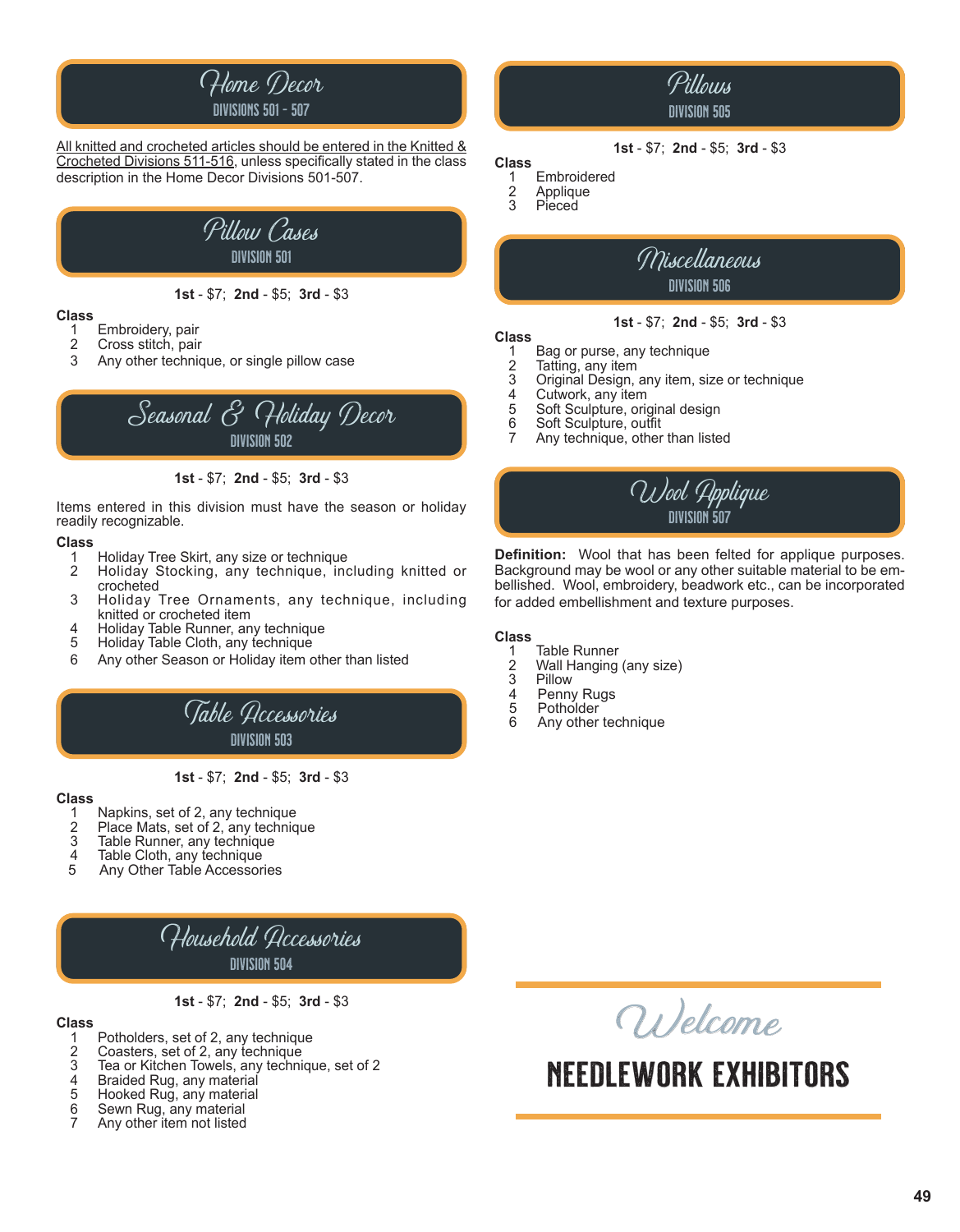# Home Decor

DIVISIONS 501 - 507

All knitted and crocheted articles should be entered in the Knitted & Crocheted Divisions 511-516, unless specifically stated in the class description in the Home Decor Divisions 501-507.

## Pillow Cases

DIVISION 501

**1st** - $7; **2nd** - $5; **3rd** - $3

**Class**

1. Embroidery, pair
2. Cross stitch, pair
3. Any other technique, or single pillow case

## Seasonal & Holiday Decor

DIVISION 502

**1st** - $7; **2nd** - $5; **3rd** - $3

Items entered in this division must have the season or holiday readily recognizable.

**Class**

1. Holiday Tree Skirt, any size or technique
2. Holiday Stocking, any technique, including knitted or crocheted
3. Holiday Tree Ornaments, any technique, including knitted or crocheted item
4. Holiday Table Runner, any technique
5. Holiday Table Cloth, any technique
6. Any other Season or Holiday item other than listed

## Table Accessories

DIVISION 503

**1st** - $7; **2nd** - $5; **3rd** - $3

**Class**

1. Napkins, set of 2, any technique
2. Place Mats, set of 2, any technique
3. Table Runner, any technique
4. Table Cloth, any technique
5. Any Other Table Accessories

## Household Accessories

DIVISION 504

**1st** - $7; **2nd** - $5; **3rd** - $3

**Class**

1. Potholders, set of 2, any technique
2. Coasters, set of 2, any technique
3. Tea or Kitchen Towels, any technique, set of 2
4. Braided Rug, any material
5. Hooked Rug, any material
6. Sewn Rug, any material
7. Any other item not listed

## Pillows

DIVISION 505

**1st** - $7; **2nd** - $5; **3rd** - $3

**Class**

1. Embroidered
2. Applique
3. Pieced

## Miscellaneous

DIVISION 506

**1st** - $7; **2nd** - $5; **3rd** - $3

**Class**

1. Bag or purse, any technique
2. Tatting, any item
3. Original Design, any item, size or technique
4. Cutwork, any item
5. Soft Sculpture, original design
6. Soft Sculpture, outfit
7. Any technique, other than listed

## Wool Applique

DIVISION 507

**Definition:** Wool that has been felted for applique purposes. Background may be wool or any other suitable material to be embellished. Wool, embroidery, beadwork etc., can be incorporated for added embellishment and texture purposes.

**Class**

1. Table Runner
2. Wall Hanging (any size)
3. Pillow
4. Penny Rugs
5. Potholder
6. Any other technique

Welcome

**NEEDLEWORK EXHIBITORS**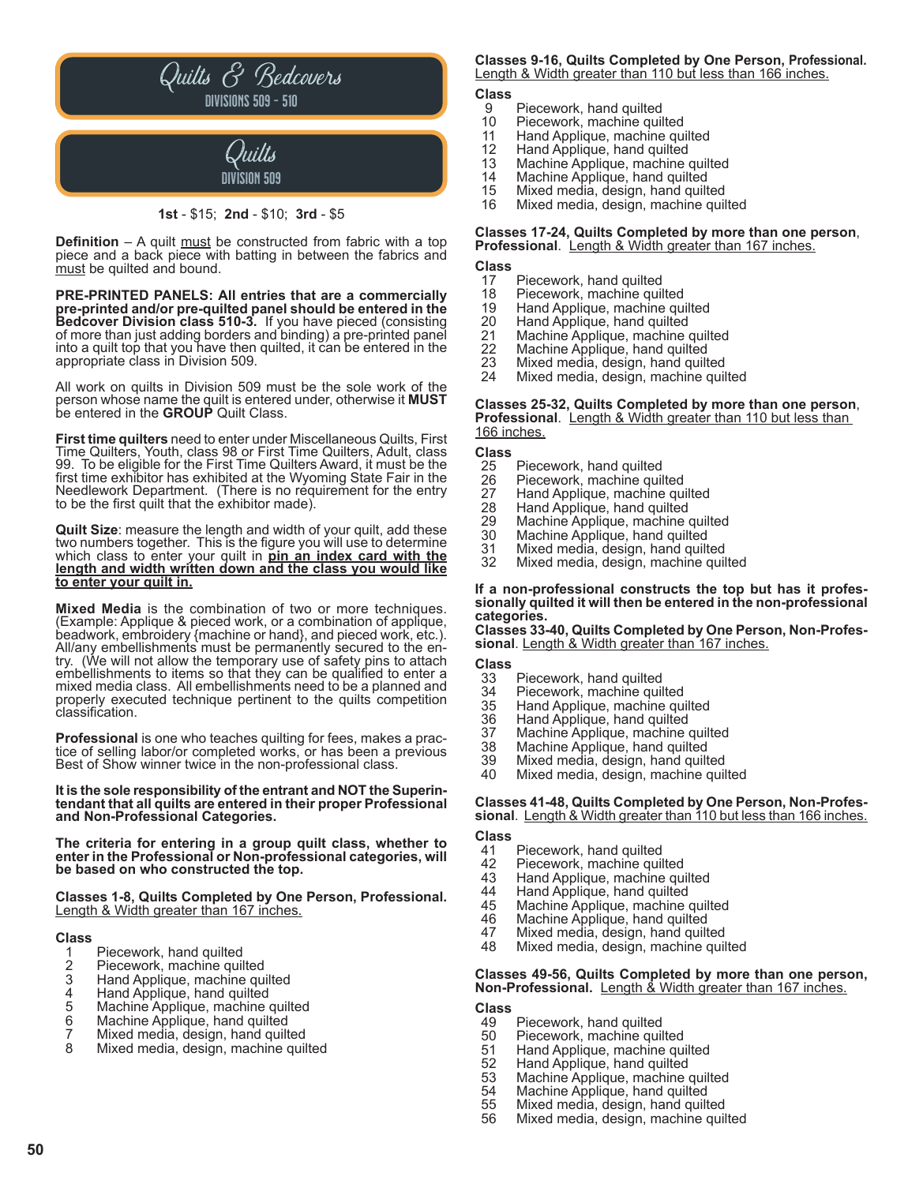# Quilts & Bedcovers

DIVISIONS 509 - 510

## Quilts

DIVISION 509

**1st** - $15; **2nd** - $10; **3rd** - $5

**Definition** – A quilt must be constructed from fabric with a top piece and a back piece with batting in between the fabrics and must be quilted and bound.

**PRE-PRINTED PANELS: All entries that are a commercially pre-printed and/or pre-quilted panel should be entered in the Bedcover Division class 510-3.** If you have pieced (consisting of more than just adding borders and binding) a pre-printed panel into a quilt top that you have then quilted, it can be entered in the appropriate class in Division 509.

All work on quilts in Division 509 must be the sole work of the person whose name the quilt is entered under, otherwise it **MUST** be entered in the **GROUP** Quilt Class.

**First time quilters** need to enter under Miscellaneous Quilts, First Time Quilters, Youth, class 98 or First Time Quilters, Adult, class 99. To be eligible for the First Time Quilters Award, it must be the first time exhibitor has exhibited at the Wyoming State Fair in the Needlework Department. (There is no requirement for the entry to be the first quilt that the exhibitor made).

**Quilt Size**: measure the length and width of your quilt, add these two numbers together. This is the figure you will use to determine which class to enter your quilt in **pin an index card with the length and width written down and the class you would like to enter your quilt in.**

**Mixed Media** is the combination of two or more techniques. (Example: Applique & pieced work, or a combination of applique, beadwork, embroidery {machine or hand}, and pieced work, etc.). All/any embellishments must be permanently secured to the entry. (We will not allow the temporary use of safety pins to attach embellishments to items so that they can be qualified to enter a mixed media class. All embellishments need to be a planned and properly executed technique pertinent to the quilts competition classification.

**Professional** is one who teaches quilting for fees, makes a practice of selling labor/or completed works, or has been a previous Best of Show winner twice in the non-professional class.

**It is the sole responsibility of the entrant and NOT the Superintendant that all quilts are entered in their proper Professional and Non-Professional Categories.**

**The criteria for entering in a group quilt class, whether to enter in the Professional or Non-professional categories, will be based on who constructed the top.**

**Classes 1-8, Quilts Completed by One Person, Professional.** Length & Width greater than 167 inches.

**Class**
1 Piecework, hand quilted
2 Piecework, machine quilted
3 Hand Applique, machine quilted
4 Hand Applique, hand quilted
5 Machine Applique, machine quilted
6 Machine Applique, hand quilted
7 Mixed media, design, hand quilted
8 Mixed media, design, machine quilted

**Classes 9-16, Quilts Completed by One Person, Professional.** Length & Width greater than 110 but less than 166 inches.

**Class**
9 Piecework, hand quilted
10 Piecework, machine quilted
11 Hand Applique, machine quilted
12 Hand Applique, hand quilted
13 Machine Applique, machine quilted
14 Machine Applique, hand quilted
15 Mixed media, design, hand quilted
16 Mixed media, design, machine quilted

**Classes 17-24, Quilts Completed by more than one person, Professional.** Length & Width greater than 167 inches.

**Class**
17 Piecework, hand quilted
18 Piecework, machine quilted
19 Hand Applique, machine quilted
20 Hand Applique, hand quilted
21 Machine Applique, machine quilted
22 Machine Applique, hand quilted
23 Mixed media, design, hand quilted
24 Mixed media, design, machine quilted

**Classes 25-32, Quilts Completed by more than one person, Professional.** Length & Width greater than 110 but less than 166 inches.

**Class**
25 Piecework, hand quilted
26 Piecework, machine quilted
27 Hand Applique, machine quilted
28 Hand Applique, hand quilted
29 Machine Applique, machine quilted
30 Machine Applique, hand quilted
31 Mixed media, design, hand quilted
32 Mixed media, design, machine quilted

**If a non-professional constructs the top but has it professionally quilted it will then be entered in the non-professional categories.**

**Classes 33-40, Quilts Completed by One Person, Non-Professional.** Length & Width greater than 167 inches.

**Class**
33 Piecework, hand quilted
34 Piecework, machine quilted
35 Hand Applique, machine quilted
36 Hand Applique, hand quilted
37 Machine Applique, machine quilted
38 Machine Applique, hand quilted
39 Mixed media, design, hand quilted
40 Mixed media, design, machine quilted

**Classes 41-48, Quilts Completed by One Person, Non-Professional.** Length & Width greater than 110 but less than 166 inches.

**Class**
41 Piecework, hand quilted
42 Piecework, machine quilted
43 Hand Applique, machine quilted
44 Hand Applique, hand quilted
45 Machine Applique, machine quilted
46 Machine Applique, hand quilted
47 Mixed media, design, hand quilted
48 Mixed media, design, machine quilted

**Classes 49-56, Quilts Completed by more than one person, Non-Professional.** Length & Width greater than 167 inches.

**Class**
49 Piecework, hand quilted
50 Piecework, machine quilted
51 Hand Applique, machine quilted
52 Hand Applique, hand quilted
53 Machine Applique, machine quilted
54 Machine Applique, hand quilted
55 Mixed media, design, hand quilted
56 Mixed media, design, machine quilted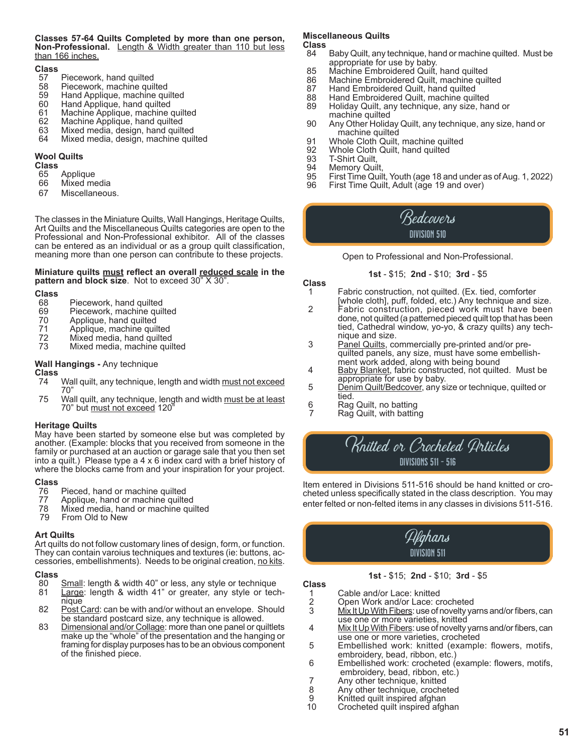**Classes 57-64 Quilts Completed by more than one person, Non-Professional.** Length & Width greater than 110 but less than 166 inches.

**Class**

57 Piecework, hand quilted
58 Piecework, machine quilted
59 Hand Applique, machine quilted
60 Hand Applique, hand quilted
61 Machine Applique, machine quilted
62 Machine Applique, hand quilted
63 Mixed media, design, hand quilted
64 Mixed media, design, machine quilted

**Wool Quilts**

**Class**

65 Applique
66 Mixed media
67 Miscellaneous.

The classes in the Miniature Quilts, Wall Hangings, Heritage Quilts, Art Quilts and the Miscellaneous Quilts categories are open to the Professional and Non-Professional exhibitor. All of the classes can be entered as an individual or as a group quilt classification, meaning more than one person can contribute to these projects.

**Miniature quilts must reflect an overall reduced scale in the pattern and block size**. Not to exceed 30" X 30".

**Class**

68 Piecework, hand quilted
69 Piecework, machine quilted
70 Applique, hand quilted
71 Applique, machine quilted
72 Mixed media, hand quilted
73 Mixed media, machine quilted

**Wall Hangings -** Any technique

**Class**

74 Wall quilt, any technique, length and width must not exceed 70"
75 Wall quilt, any technique, length and width must be at least 70" but must not exceed 120"

**Heritage Quilts**

May have been started by someone else but was completed by another. (Example: blocks that you received from someone in the family or purchased at an auction or garage sale that you then set into a quilt.) Please type a 4 x 6 index card with a brief history of where the blocks came from and your inspiration for your project.

**Class**

76 Pieced, hand or machine quilted
77 Applique, hand or machine quilted
78 Mixed media, hand or machine quilted
79 From Old to New

**Art Quilts**

Art quilts do not follow customary lines of design, form, or function. They can contain various techniques and textures (ie: buttons, accessories, embellishments). Needs to be original creation, no kits.

**Class**

80 Small: length & width 40" or less, any style or technique
81 Large: length & width 41" or greater, any style or technique
82 Post Card: can be with and/or without an envelope. Should be standard postcard size, any technique is allowed.
83 Dimensional and/or Collage: more than one panel or quiltlets make up the "whole" of the presentation and the hanging or framing for display purposes has to be an obvious component of the finished piece.

**Miscellaneous Quilts**

**Class**

84 Baby Quilt, any technique, hand or machine quilted. Must be appropriate for use by baby.
85 Machine Embroidered Quilt, hand quilted
86 Machine Embroidered Quilt, machine quilted
87 Hand Embroidered Quilt, hand quilted
88 Hand Embroidered Quilt, machine quilted
89 Holiday Quilt, any technique, any size, hand or machine quilted
90 Any Other Holiday Quilt, any technique, any size, hand or machine quilted
91 Whole Cloth Quilt, machine quilted
92 Whole Cloth Quilt, hand quilted
93 T-Shirt Quilt,
94 Memory Quilt,
95 First Time Quilt, Youth (age 18 and under as of Aug. 1, 2022)
96 First Time Quilt, Adult (age 19 and over)

## Bedcovers
### DIVISION 510

Open to Professional and Non-Professional.

**1st** - $15; **2nd** - $10; **3rd** - $5

**Class**

1 Fabric construction, not quilted. (Ex. tied, comforter [whole cloth], puff, folded, etc.) Any technique and size.
2 Fabric construction, pieced work must have been done, not quilted (a patterned pieced quilt top that has been tied, Cathedral window, yo-yo, & crazy quilts) any technique and size.
3 Panel Quilts, commercially pre-printed and/or pre-quilted panels, any size, must have some embellishment work added, along with being bound
4 Baby Blanket, fabric constructed, not quilted. Must be appropriate for use by baby.
5 Denim Quilt/Bedcover, any size or technique, quilted or tied.
6 Rag Quilt, no batting
7 Rag Quilt, with batting

## Knitted or Crocheted Articles
### DIVISIONS 511 - 516

Item entered in Divisions 511-516 should be hand knitted or crocheted unless specifically stated in the class description. You may enter felted or non-felted items in any classes in divisions 511-516.

## Afghans
### DIVISION 511

**1st** - $15; **2nd** - $10; **3rd** - $5

**Class**

1 Cable and/or Lace: knitted
2 Open Work and/or Lace: crocheted
3 Mix It Up With Fibers: use of novelty yarns and/or fibers, can use one or more varieties, knitted
4 Mix It Up With Fibers: use of novelty yarns and/or fibers, can use one or more varieties, crocheted
5 Embellished work: knitted (example: flowers, motifs, embroidery, bead, ribbon, etc.)
6 Embellished work: crocheted (example: flowers, motifs, embroidery, bead, ribbon, etc.)
7 Any other technique, knitted
8 Any other technique, crocheted
9 Knitted quilt inspired afghan
10 Crocheted quilt inspired afghan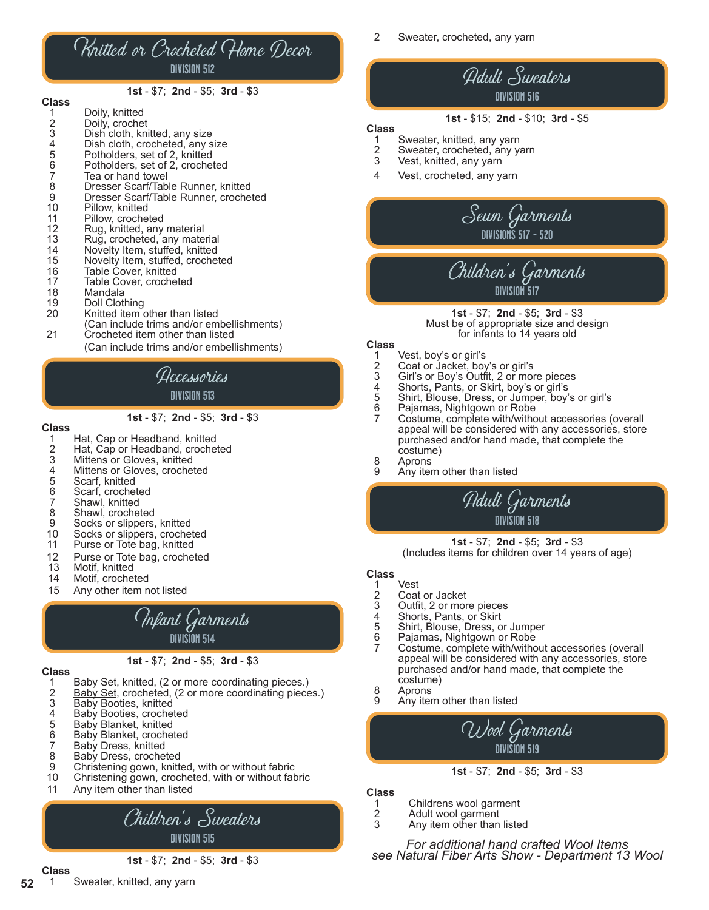## Knitted or Crocheted Home Decor

### DIVISION 512

**1st** - $7; **2nd** - $5; **3rd** - $3

Class

1. Doily, knitted
2. Doily, crochet
3. Dish cloth, knitted, any size
4. Dish cloth, crocheted, any size
5. Potholders, set of 2, knitted
6. Potholders, set of 2, crocheted
7. Tea or hand towel
8. Dresser Scarf/Table Runner, knitted
9. Dresser Scarf/Table Runner, crocheted
10. Pillow, knitted
11. Pillow, crocheted
12. Rug, knitted, any material
13. Rug, crocheted, any material
14. Novelty Item, stuffed, knitted
15. Novelty Item, stuffed, crocheted
16. Table Cover, knitted
17. Table Cover, crocheted
18. Mandala
19. Doll Clothing
20. Knitted item other than listed (Can include trims and/or embellishments)
21. Crocheted item other than listed (Can include trims and/or embellishments)

## Accessories

### DIVISION 513

**1st** - $7; **2nd** - $5; **3rd** - $3

Class

1. Hat, Cap or Headband, knitted
2. Hat, Cap or Headband, crocheted
3. Mittens or Gloves, knitted
4. Mittens or Gloves, crocheted
5. Scarf, knitted
6. Scarf, crocheted
7. Shawl, knitted
8. Shawl, crocheted
9. Socks or slippers, knitted
10. Socks or slippers, crocheted
11. Purse or Tote bag, knitted
12. Purse or Tote bag, crocheted
13. Motif, knitted
14. Motif, crocheted
15. Any other item not listed

## Infant Garments

### DIVISION 514

**1st** - $7; **2nd** - $5; **3rd** - $3

Class

1. Baby Set, knitted, (2 or more coordinating pieces.)
2. Baby Set, crocheted, (2 or more coordinating pieces.)
3. Baby Booties, knitted
4. Baby Booties, crocheted
5. Baby Blanket, knitted
6. Baby Blanket, crocheted
7. Baby Dress, knitted
8. Baby Dress, crocheted
9. Christening gown, knitted, with or without fabric
10. Christening gown, crocheted, with or without fabric
11. Any item other than listed

## Children's Sweaters

### DIVISION 515

**1st** - $7; **2nd** - $5; **3rd** - $3

Class

1. Sweater, knitted, any yarn
2. Sweater, crocheted, any yarn

## Adult Sweaters

### DIVISION 516

**1st** - $15; **2nd** - $10; **3rd** - $5

Class

1. Sweater, knitted, any yarn
2. Sweater, crocheted, any yarn
3. Vest, knitted, any yarn
4. Vest, crocheted, any yarn

## Sewn Garments

### DIVISIONS 517 - 520

## Children's Garments

### DIVISION 517

**1st** - $7; **2nd** - $5; **3rd** - $3

Must be of appropriate size and design for infants to 14 years old

Class

1. Vest, boy's or girl's
2. Coat or Jacket, boy's or girl's
3. Girl's or Boy's Outfit, 2 or more pieces
4. Shorts, Pants, or Skirt, boy's or girl's
5. Shirt, Blouse, Dress, or Jumper, boy's or girl's
6. Pajamas, Nightgown or Robe
7. Costume, complete with/without accessories (overall appeal will be considered with any accessories, store purchased and/or hand made, that complete the costume)
8. Aprons
9. Any item other than listed

## Adult Garments

### DIVISION 518

**1st** - $7; **2nd** - $5; **3rd** - $3

(Includes items for children over 14 years of age)

Class

1. Vest
2. Coat or Jacket
3. Outfit, 2 or more pieces
4. Shorts, Pants, or Skirt
5. Shirt, Blouse, Dress, or Jumper
6. Pajamas, Nightgown or Robe
7. Costume, complete with/without accessories (overall appeal will be considered with any accessories, store purchased and/or hand made, that complete the costume)
8. Aprons
9. Any item other than listed

## Wool Garments

### DIVISION 519

**1st** - $7; **2nd** - $5; **3rd** - $3

Class

1. Childrens wool garment
2. Adult wool garment
3. Any item other than listed

*For additional hand crafted Wool Items see Natural Fiber Arts Show - Department 13 Wool*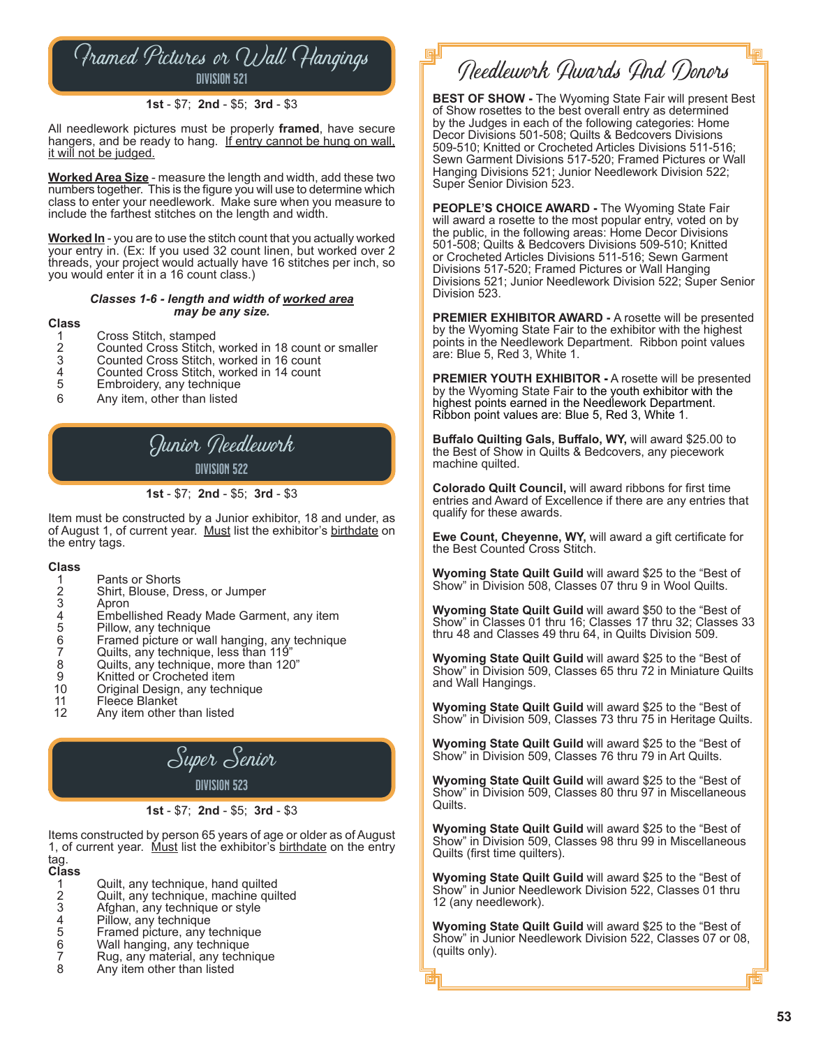## Framed Pictures or Wall Hangings
### DIVISION 521

**1st** - $7; **2nd** - $5; **3rd** - $3

All needlework pictures must be properly **framed**, have secure hangers, and be ready to hang. If entry cannot be hung on wall, it will not be judged.

Worked Area Size - measure the length and width, add these two numbers together. This is the figure you will use to determine which class to enter your needlework. Make sure when you measure to include the farthest stitches on the length and width.

Worked In - you are to use the stitch count that you actually worked your entry in. (Ex: If you used 32 count linen, but worked over 2 threads, your project would actually have 16 stitches per inch, so you would enter it in a 16 count class.)

***Classes 1-6 - length and width of worked area may be any size.***

**Class**

1. Cross Stitch, stamped
2. Counted Cross Stitch, worked in 18 count or smaller
3. Counted Cross Stitch, worked in 16 count
4. Counted Cross Stitch, worked in 14 count
5. Embroidery, any technique
6. Any item, other than listed

## Junior Needlework
### DIVISION 522

**1st** - $7; **2nd** - $5; **3rd** - $3

Item must be constructed by a Junior exhibitor, 18 and under, as of August 1, of current year. Must list the exhibitor's birthdate on the entry tags.

**Class**

1. Pants or Shorts
2. Shirt, Blouse, Dress, or Jumper
3. Apron
4. Embellished Ready Made Garment, any item
5. Pillow, any technique
6. Framed picture or wall hanging, any technique
7. Quilts, any technique, less than 119"
8. Quilts, any technique, more than 120"
9. Knitted or Crocheted item
10. Original Design, any technique
11. Fleece Blanket
12. Any item other than listed

## Super Senior
### DIVISION 523

**1st** - $7; **2nd** - $5; **3rd** - $3

Items constructed by person 65 years of age or older as of August 1, of current year. Must list the exhibitor's birthdate on the entry tag.

**Class**

1. Quilt, any technique, hand quilted
2. Quilt, any technique, machine quilted
3. Afghan, any technique or style
4. Pillow, any technique
5. Framed picture, any technique
6. Wall hanging, any technique
7. Rug, any material, any technique
8. Any item other than listed

## Needlework Awards And Donors

**BEST OF SHOW -** The Wyoming State Fair will present Best of Show rosettes to the best overall entry as determined by the Judges in each of the following categories: Home Decor Divisions 501-508; Quilts & Bedcovers Divisions 509-510; Knitted or Crocheted Articles Divisions 511-516; Sewn Garment Divisions 517-520; Framed Pictures or Wall Hanging Divisions 521; Junior Needlework Division 522; Super Senior Division 523.

**PEOPLE'S CHOICE AWARD -** The Wyoming State Fair will award a rosette to the most popular entry, voted on by the public, in the following areas: Home Decor Divisions 501-508; Quilts & Bedcovers Divisions 509-510; Knitted or Crocheted Articles Divisions 511-516; Sewn Garment Divisions 517-520; Framed Pictures or Wall Hanging Divisions 521; Junior Needlework Division 522; Super Senior Division 523.

**PREMIER EXHIBITOR AWARD -** A rosette will be presented by the Wyoming State Fair to the exhibitor with the highest points in the Needlework Department. Ribbon point values are: Blue 5, Red 3, White 1.

**PREMIER YOUTH EXHIBITOR -** A rosette will be presented by the Wyoming State Fair to the youth exhibitor with the highest points earned in the Needlework Department. Ribbon point values are: Blue 5, Red 3, White 1.

**Buffalo Quilting Gals, Buffalo, WY,** will award $25.00 to the Best of Show in Quilts & Bedcovers, any piecework machine quilted.

**Colorado Quilt Council,** will award ribbons for first time entries and Award of Excellence if there are any entries that qualify for these awards.

**Ewe Count, Cheyenne, WY,** will award a gift certificate for the Best Counted Cross Stitch.

**Wyoming State Quilt Guild** will award $25 to the "Best of Show" in Division 508, Classes 07 thru 9 in Wool Quilts.

**Wyoming State Quilt Guild** will award $50 to the "Best of Show" in Classes 01 thru 16; Classes 17 thru 32; Classes 33 thru 48 and Classes 49 thru 64, in Quilts Division 509.

**Wyoming State Quilt Guild** will award $25 to the "Best of Show" in Division 509, Classes 65 thru 72 in Miniature Quilts and Wall Hangings.

**Wyoming State Quilt Guild** will award $25 to the "Best of Show" in Division 509, Classes 73 thru 75 in Heritage Quilts.

**Wyoming State Quilt Guild** will award $25 to the "Best of Show" in Division 509, Classes 76 thru 79 in Art Quilts.

**Wyoming State Quilt Guild** will award $25 to the "Best of Show" in Division 509, Classes 80 thru 97 in Miscellaneous Quilts.

**Wyoming State Quilt Guild** will award $25 to the "Best of Show" in Division 509, Classes 98 thru 99 in Miscellaneous Quilts (first time quilters).

**Wyoming State Quilt Guild** will award $25 to the "Best of Show" in Junior Needlework Division 522, Classes 01 thru 12 (any needlework).

**Wyoming State Quilt Guild** will award $25 to the "Best of Show" in Junior Needlework Division 522, Classes 07 or 08, (quilts only).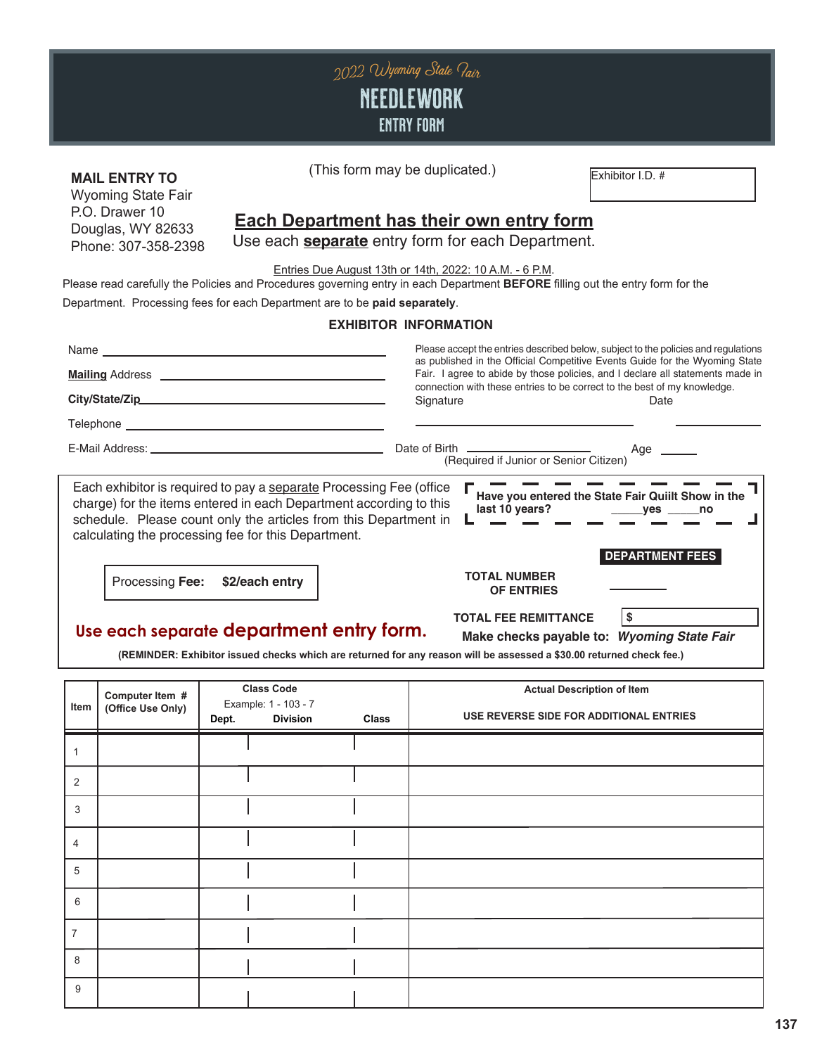2022 Wyoming State Fair

# NEEDLEWORK

## ENTRY FORM

**MAIL ENTRY TO**
Wyoming State Fair
P.O. Drawer 10
Douglas, WY 82633
Phone: 307-358-2398

(This form may be duplicated.)

Exhibitor I.D. #

**Each Department has their own entry form**

Use each **separate** entry form for each Department.

Entries Due August 13th or 14th, 2022: 10 A.M. - 6 P.M.

Please read carefully the Policies and Procedures governing entry in each Department **BEFORE** filling out the entry form for the Department. Processing fees for each Department are to be **paid separately**.

**EXHIBITOR INFORMATION**

Name ______________________________

**Mailing** Address ______________________________

**City/State/Zip** ______________________________

Telephone ______________________________

E-Mail Address: ______________________________

Please accept the entries described below, subject to the policies and regulations as published in the Official Competitive Events Guide for the Wyoming State Fair. I agree to abide by those policies, and I declare all statements made in connection with these entries to be correct to the best of my knowledge.

Signature ______________________ Date __________

Date of Birth ______________ Age ______
(Required if Junior or Senior Citizen)

Each exhibitor is required to pay a separate Processing Fee (office charge) for the items entered in each Department according to this schedule. Please count only the articles from this Department in calculating the processing fee for this Department.

**Have you entered the State Fair Quiilt Show in the last 10 years?** _____yes _____no

Processing **Fee:** **$2/each entry**

**DEPARTMENT FEES**

**TOTAL NUMBER OF ENTRIES** ________

**TOTAL FEE REMITTANCE** $

**Use each separate department entry form.**

**Make checks payable to:** ***Wyoming State Fair***

**(REMINDER: Exhibitor issued checks which are returned for any reason will be assessed a $30.00 returned check fee.)**

| Item | Computer Item # (Office Use Only) | Class Code Example: 1 - 103 - 7 Dept. | Division | Class | Actual Description of Item USE REVERSE SIDE FOR ADDITIONAL ENTRIES |
|---|---|---|---|---|---|
| 1 | | | | | |
| 2 | | | | | |
| 3 | | | | | |
| 4 | | | | | |
| 5 | | | | | |
| 6 | | | | | |
| 7 | | | | | |
| 8 | | | | | |
| 9 | | | | | |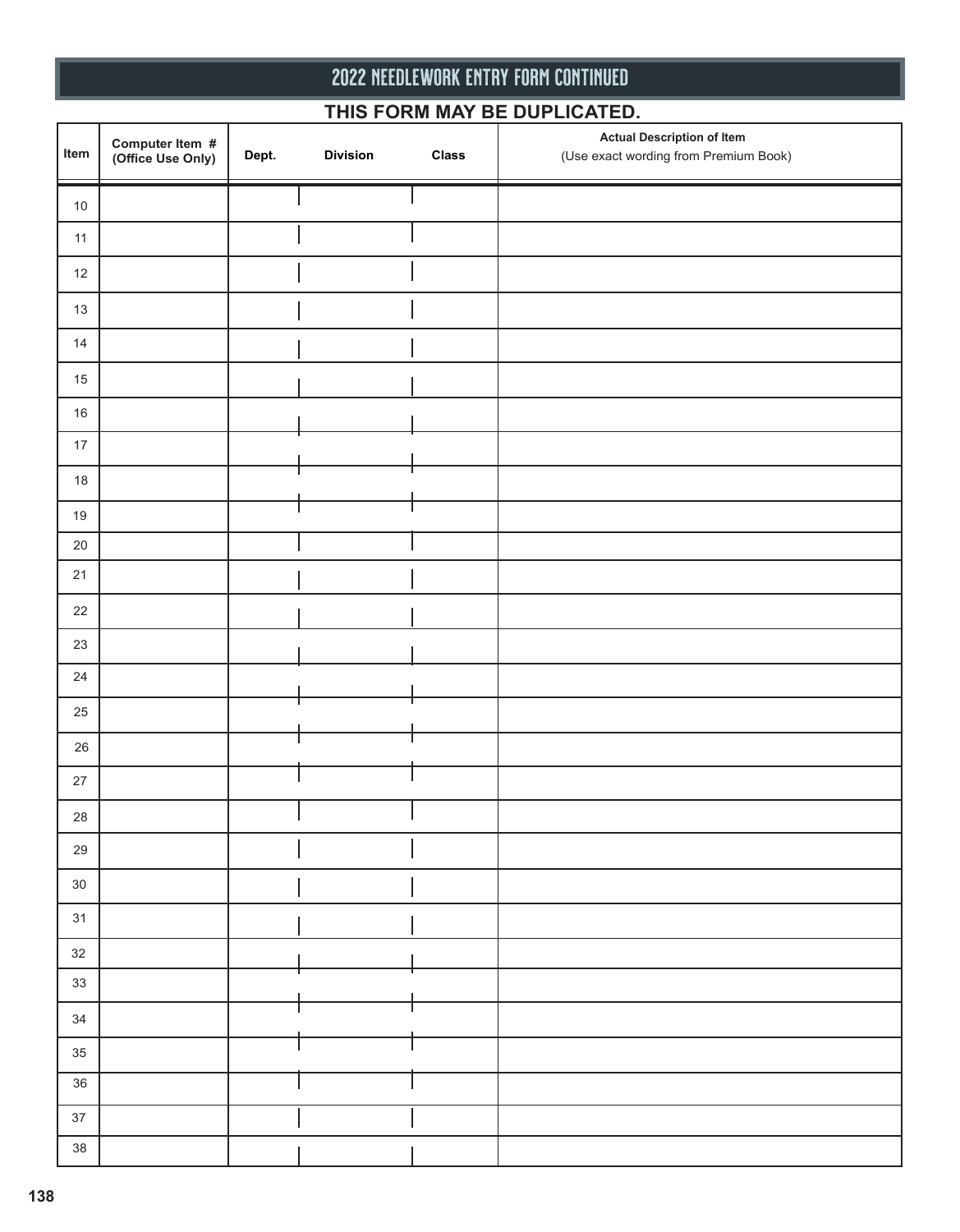# 2022 NEEDLEWORK ENTRY FORM CONTINUED

**THIS FORM MAY BE DUPLICATED.**

| Item | Computer Item # (Office Use Only) | Dept. | Division | Class | Actual Description of Item (Use exact wording from Premium Book) |
|---|---|---|---|---|---|
| 10 | | | | | |
| 11 | | | | | |
| 12 | | | | | |
| 13 | | | | | |
| 14 | | | | | |
| 15 | | | | | |
| 16 | | | | | |
| 17 | | | | | |
| 18 | | | | | |
| 19 | | | | | |
| 20 | | | | | |
| 21 | | | | | |
| 22 | | | | | |
| 23 | | | | | |
| 24 | | | | | |
| 25 | | | | | |
| 26 | | | | | |
| 27 | | | | | |
| 28 | | | | | |
| 29 | | | | | |
| 30 | | | | | |
| 31 | | | | | |
| 32 | | | | | |
| 33 | | | | | |
| 34 | | | | | |
| 35 | | | | | |
| 36 | | | | | |
| 37 | | | | | |
| 38 | | | | | |